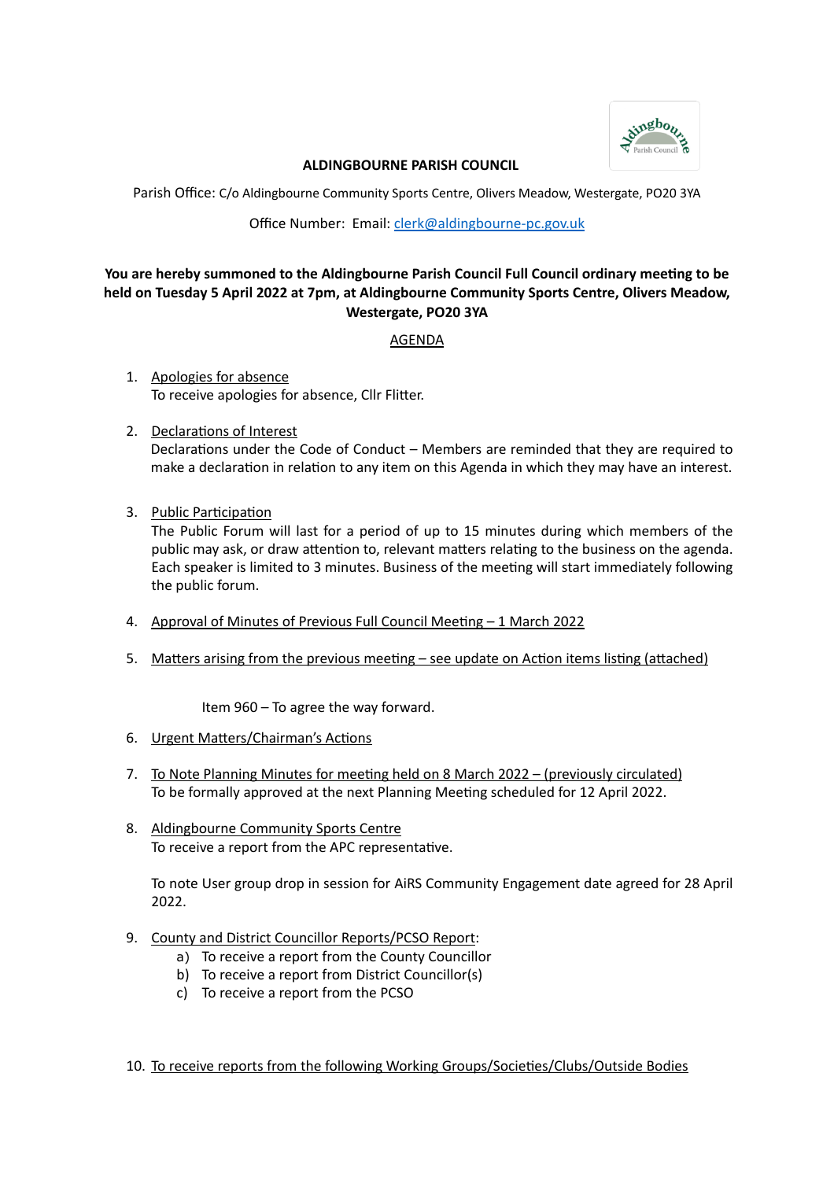**ALDINGBOURNE PARISH COUNCIL**

Parish Office: C/o Aldingbourne Community Sports Centre, Olivers Meadow, Westergate, PO20 3YA

Office Number: Email: clerk@aldingbourne-pc.gov.uk

**You are hereby summoned to the Aldingbourne Parish Council Full Council ordinary meeting to be held on Tuesday 5 April 2022 at 7pm, at Aldingbourne Community Sports Centre, Olivers Meadow, Westergate, PO20 3YA**

AGENDA

1. Apologies for absence
   To receive apologies for absence, Cllr Flitter.

2. Declarations of Interest
   Declarations under the Code of Conduct – Members are reminded that they are required to make a declaration in relation to any item on this Agenda in which they may have an interest.

3. Public Participation
   The Public Forum will last for a period of up to 15 minutes during which members of the public may ask, or draw attention to, relevant matters relating to the business on the agenda. Each speaker is limited to 3 minutes. Business of the meeting will start immediately following the public forum.

4. Approval of Minutes of Previous Full Council Meeting – 1 March 2022

5. Matters arising from the previous meeting – see update on Action items listing (attached)

   Item 960 – To agree the way forward.

6. Urgent Matters/Chairman's Actions

7. To Note Planning Minutes for meeting held on 8 March 2022 – (previously circulated)
   To be formally approved at the next Planning Meeting scheduled for 12 April 2022.

8. Aldingbourne Community Sports Centre
   To receive a report from the APC representative.

   To note User group drop in session for AiRS Community Engagement date agreed for 28 April 2022.

9. County and District Councillor Reports/PCSO Report:
   a) To receive a report from the County Councillor
   b) To receive a report from District Councillor(s)
   c) To receive a report from the PCSO

10. To receive reports from the following Working Groups/Societies/Clubs/Outside Bodies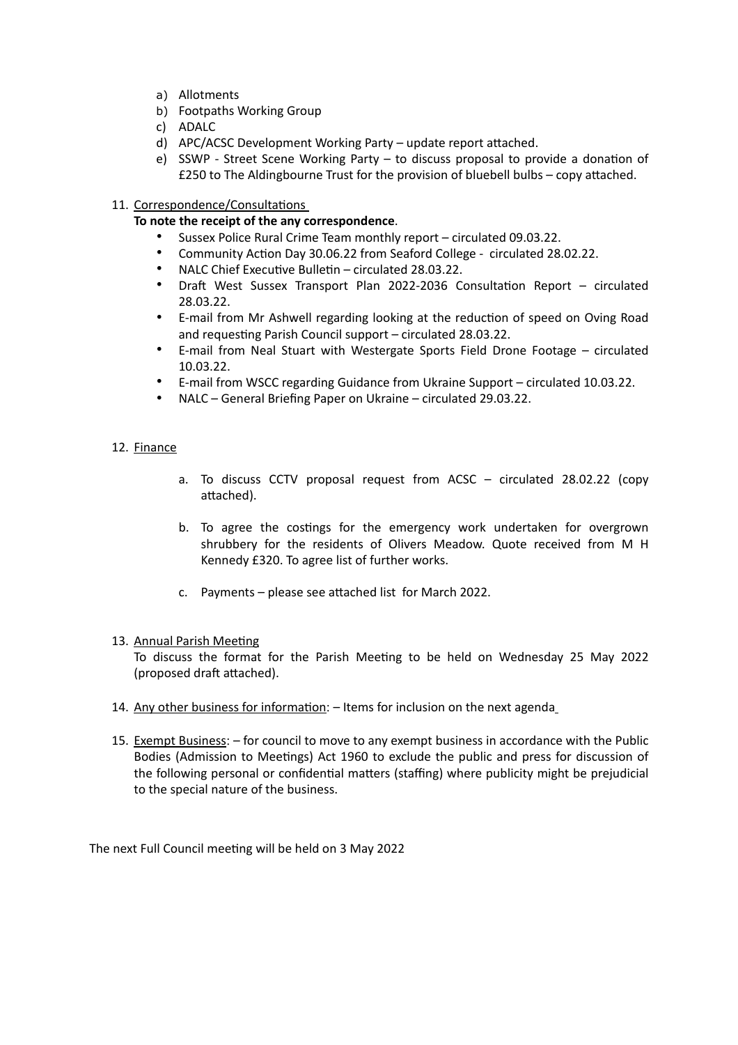a) Allotments
b) Footpaths Working Group
c) ADALC
d) APC/ACSC Development Working Party – update report attached.
e) SSWP - Street Scene Working Party – to discuss proposal to provide a donation of £250 to The Aldingbourne Trust for the provision of bluebell bulbs – copy attached.

11. Correspondence/Consultations

    **To note the receipt of the any correspondence**.

    - Sussex Police Rural Crime Team monthly report – circulated 09.03.22.
    - Community Action Day 30.06.22 from Seaford College - circulated 28.02.22.
    - NALC Chief Executive Bulletin – circulated 28.03.22.
    - Draft West Sussex Transport Plan 2022-2036 Consultation Report – circulated 28.03.22.
    - E-mail from Mr Ashwell regarding looking at the reduction of speed on Oving Road and requesting Parish Council support – circulated 28.03.22.
    - E-mail from Neal Stuart with Westergate Sports Field Drone Footage – circulated 10.03.22.
    - E-mail from WSCC regarding Guidance from Ukraine Support – circulated 10.03.22.
    - NALC – General Briefing Paper on Ukraine – circulated 29.03.22.

12. Finance

    a. To discuss CCTV proposal request from ACSC – circulated 28.02.22 (copy attached).

    b. To agree the costings for the emergency work undertaken for overgrown shrubbery for the residents of Olivers Meadow. Quote received from M H Kennedy £320. To agree list of further works.

    c. Payments – please see attached list for March 2022.

13. Annual Parish Meeting

    To discuss the format for the Parish Meeting to be held on Wednesday 25 May 2022 (proposed draft attached).

14. Any other business for information: – Items for inclusion on the next agenda

15. Exempt Business: – for council to move to any exempt business in accordance with the Public Bodies (Admission to Meetings) Act 1960 to exclude the public and press for discussion of the following personal or confidential matters (staffing) where publicity might be prejudicial to the special nature of the business.

The next Full Council meeting will be held on 3 May 2022